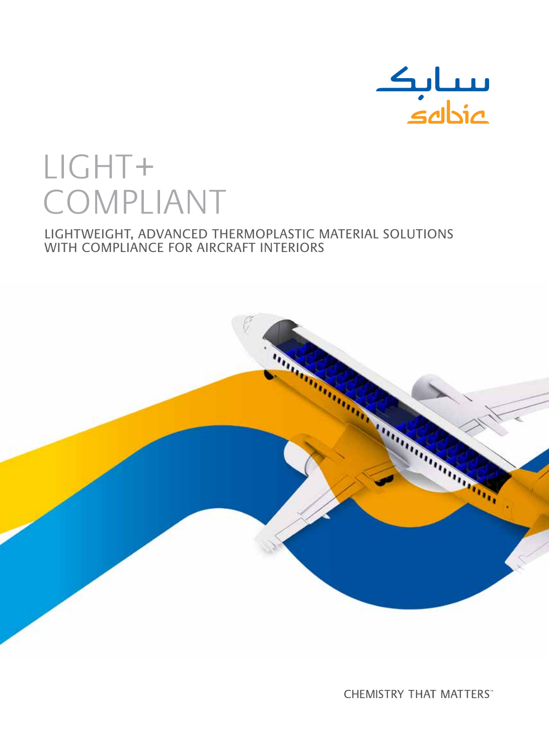سابك
sabic

# LIGHT+ COMPLIANT

## LIGHTWEIGHT, ADVANCED THERMOPLASTIC MATERIAL SOLUTIONS WITH COMPLIANCE FOR AIRCRAFT INTERIORS

CHEMISTRY THAT MATTERS™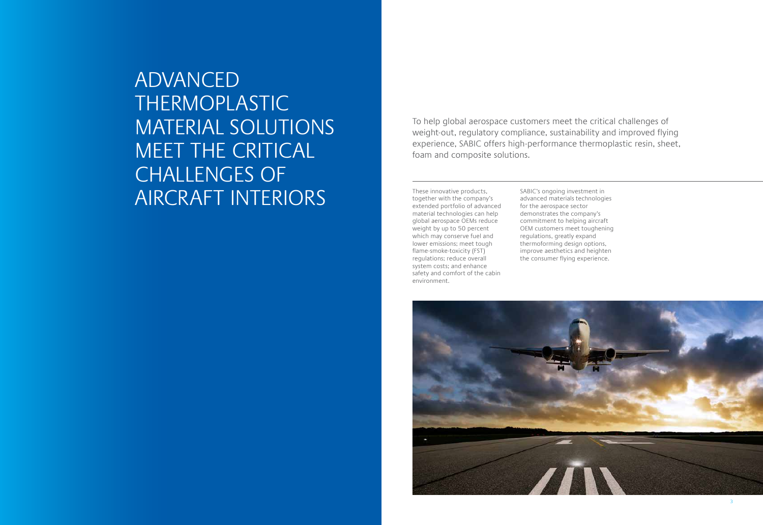# ADVANCED THERMOPLASTIC MATERIAL SOLUTIONS MEET THE CRITICAL CHALLENGES OF AIRCRAFT INTERIORS

To help global aerospace customers meet the critical challenges of weight-out, regulatory compliance, sustainability and improved flying experience, SABIC offers high-performance thermoplastic resin, sheet, foam and composite solutions.

These innovative products, together with the company's extended portfolio of advanced material technologies can help global aerospace OEMs reduce weight by up to 50 percent which may conserve fuel and lower emissions; meet tough flame-smoke-toxicity (FST) regulations; reduce overall system costs; and enhance safety and comfort of the cabin environment.

SABIC's ongoing investment in advanced materials technologies for the aerospace sector demonstrates the company's commitment to helping aircraft OEM customers meet toughening regulations, greatly expand thermoforming design options, improve aesthetics and heighten the consumer flying experience.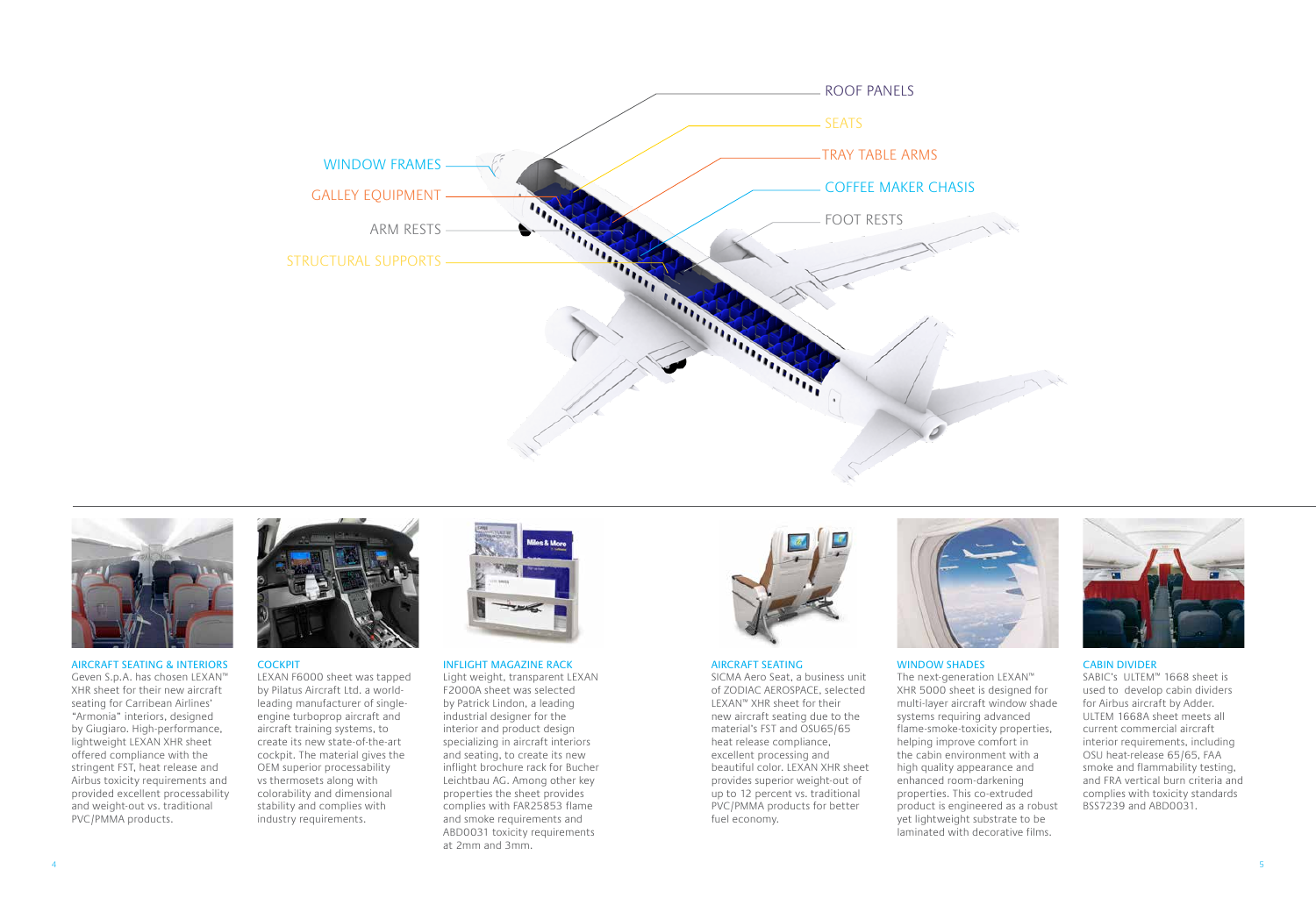ROOF PANELS

SEATS

TRAY TABLE ARMS

COFFEE MAKER CHASIS

FOOT RESTS

WINDOW FRAMES

GALLEY EQUIPMENT

ARM RESTS

STRUCTURAL SUPPORTS

### AIRCRAFT SEATING & INTERIORS

Geven S.p.A. has chosen LEXAN™ XHR sheet for their new aircraft seating for Carribean Airlines' "Armonia" interiors, designed by Giugiaro. High-performance, lightweight LEXAN XHR sheet offered compliance with the stringent FST, heat release and Airbus toxicity requirements and provided excellent processability and weight-out vs. traditional PVC/PMMA products.

### COCKPIT

LEXAN F6000 sheet was tapped by Pilatus Aircraft Ltd. a world-leading manufacturer of single-engine turboprop aircraft and aircraft training systems, to create its new state-of-the-art cockpit. The material gives the OEM superior processability vs thermosets along with colorability and dimensional stability and complies with industry requirements.

### INFLIGHT MAGAZINE RACK

Light weight, transparent LEXAN F2000A sheet was selected by Patrick Lindon, a leading industrial designer for the interior and product design specializing in aircraft interiors and seating, to create its new inflight brochure rack for Bucher Leichtbau AG. Among other key properties the sheet provides complies with FAR25853 flame and smoke requirements and ABD0031 toxicity requirements at 2mm and 3mm.

### AIRCRAFT SEATING

SICMA Aero Seat, a business unit of ZODIAC AEROSPACE, selected LEXAN™ XHR sheet for their new aircraft seating due to the material's FST and OSU65/65 heat release compliance, excellent processing and beautiful color. LEXAN XHR sheet provides superior weight-out of up to 12 percent vs. traditional PVC/PMMA products for better fuel economy.

### WINDOW SHADES

The next-generation LEXAN™ XHR 5000 sheet is designed for multi-layer aircraft window shade systems requiring advanced flame-smoke-toxicity properties, helping improve comfort in the cabin environment with a high quality appearance and enhanced room-darkening properties. This co-extruded product is engineered as a robust yet lightweight substrate to be laminated with decorative films.

### CABIN DIVIDER

SABIC's ULTEM™ 1668 sheet is used to develop cabin dividers for Airbus aircraft by Adder. ULTEM 1668A sheet meets all current commercial aircraft interior requirements, including OSU heat-release 65/65, FAA smoke and flammability testing, and FRA vertical burn criteria and complies with toxicity standards BSS7239 and ABD0031.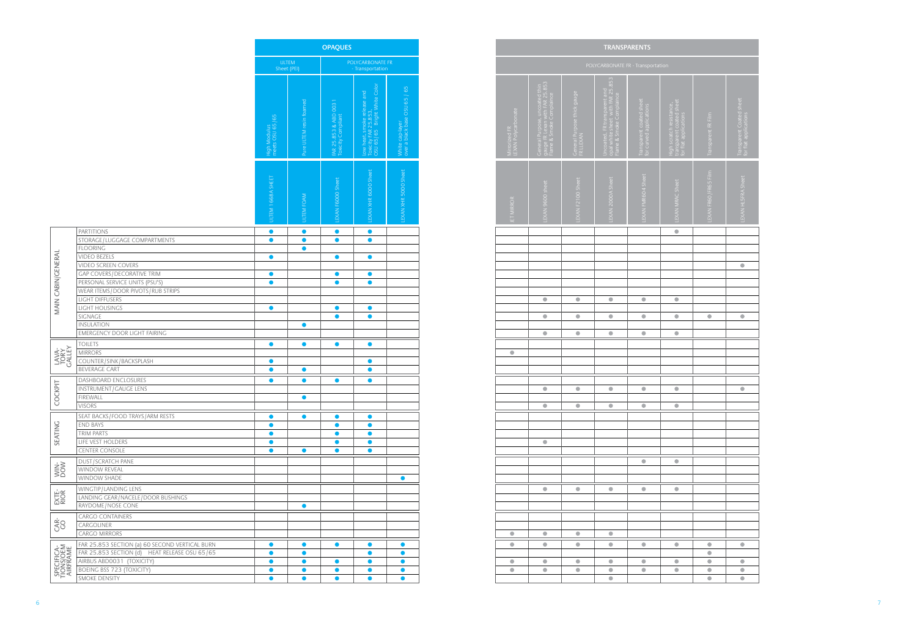| | | OPAQUES | | | | | TRANSPARENTS | | | | | | | |
|---|---|---|---|---|---|---|---|---|---|---|---|---|---|---|
| | | ULTEM Sheet (PEI) | | POLYCARBONATE FR - Transportation | | | POLYCARBONATE FR - Transportation | | | | | | | |
| | | High Modulus meets OSU 65/65 | Pure ULTEM resin foamed | FAR 25.853 & ABD 0031 Toxicity Compliant | Low heat, smoke release and Toxicity FAR 25.853, OSU 65/65 Bright White Color | White cap layer over a black base OSU 65 / 65 | Mirrorized FR LEXAN Polycarbonate | General Purpose, uncoated thin gauge FR Lexan with FAR 25.853 Flame & Smoke Compliance | General Purpose thick gauge FR LEXAN | Uncoated, FR transparent and opal white sheet with FAR 25.853 Flame & Smoke Compliance | Transparent coated sheet for curved applications | High scratch resistance, transparent coated sheet for flat applications | Transparent FR Film | Transparent Coated sheet for flat applications |
| | | ULTEM 1668A SHEET | ULTEM FOAM | LEXAN F6000 Sheet | LEXAN XHR 6000 Sheet | LEXAN XHR 5000 Sheet | JET MIRROR | LEXAN 9600 sheet | LEXAN F2100 Sheet | LEXAN 2000A Sheet | LEXAN FMR604 Sheet | LEXAN MRAC Sheet | LEXAN F6G/FR65 Film | LEXAN HLSFRA Sheet |
| MAIN CABIN/GENERAL | PARTITIONS | ● | ● | ● | ● | | | | | | | ● | | |
| | STORAGE/LUGGAGE COMPARTMENTS | ● | ● | ● | ● | | | | | | | | | |
| | FLOORING | | ● | | | | | | | | | | | |
| | VIDEO BEZELS | ● | | ● | ● | | | | | | | | | |
| | VIDEO SCREEN COVERS | | | | | | | | | | | | | ● |
| | GAP COVERS/DECORATIVE TRIM | ● | | ● | ● | | | | | | | | | |
| | PERSONAL SERVICE UNITS (PSU'S) | ● | | ● | ● | | | | | | | | | |
| | WEAR ITEMS/DOOR PIVOTS/RUB STRIPS | | | | | | | | | | | | | |
| | LIGHT DIFFUSERS | | | | | | | ● | ● | ● | ● | ● | | |
| | LIGHT HOUSINGS | ● | | ● | ● | | | | | | | | | |
| | SIGNAGE | | | ● | ● | | | ● | ● | ● | ● | ● | ● | ● |
| | INSULATION | | ● | | | | | | | | | | | |
| | EMERGENCY DOOR LIGHT FAIRING | | | | | | | ● | ● | ● | ● | ● | | |
| LAVATORY GALLEY | TOILETS | ● | ● | ● | ● | | | | | | | | | |
| | MIRRORS | | | | | | ● | | | | | | | |
| | COUNTER/SINK/BACKSPLASH | ● | | | ● | | | | | | | | | |
| | BEVERAGE CART | ● | ● | | ● | | | | | | | | | |
| COCKPIT | DASHBOARD ENCLOSURES | ● | ● | ● | ● | | | | | | | | | |
| | INSTRUMENT/GAUGE LENS | | | | | | | ● | ● | ● | ● | ● | | ● |
| | FIREWALL | | ● | | | | | | | | | | | |
| | VISORS | | | | | | | ● | ● | ● | ● | ● | | |
| SEATING | SEAT BACKS/FOOD TRAYS/ARM RESTS | ● | ● | ● | ● | | | | | | | | | |
| | END BAYS | ● | | ● | ● | | | | | | | | | |
| | TRIM PARTS | ● | | ● | ● | | | | | | | | | |
| | LIFE VEST HOLDERS | ● | | ● | ● | | | ● | | | | | | |
| | CENTER CONSOLE | ● | ● | ● | ● | | | | | | | | | |
| WINDOW | DUST/SCRATCH PANE | | | | | | | | | | ● | ● | | |
| | WINDOW REVEAL | | | | | | | | | | | | | |
| | WINDOW SHADE | | | | | ● | | | | | | | | |
| EXTERIOR | WINGTIP/LANDING LENS | | | | | | | ● | ● | ● | ● | ● | | |
| | LANDING GEAR/NACELLE/DOOR BUSHINGS | | | | | | | | | | | | | |
| | RAYDOME/NOSE CONE | | ● | | | | | | | | | | | |
| CARGO | CARGO CONTAINERS | | | | | | | | | | | | | |
| | CARGOLINER | | | | | | | | | | | | | |
| | CARGO MIRRORS | | | | | | ● | ● | ● | ● | | | | |
| SPECIFICATIONS/OEM AIRFRAME | FAR 25.853 SECTION (a) 60 SECOND VERTICAL BURN | ● | ● | ● | ● | ● | ● | ● | ● | ● | ● | ● | ● | ● |
| | FAR 25.853 SECTION (d) HEAT RELEASE OSU 65/65 | ● | ● | | ● | ● | | | | | | | ● | |
| | AIRBUS ABD0031 (TOXICITY) | ● | ● | ● | ● | ● | ● | ● | ● | ● | ● | ● | ● | ● |
| | BOEING BSS 723 (TOXICITY) | ● | ● | ● | ● | ● | ● | ● | ● | ● | ● | ● | ● | ● |
| | SMOKE DENSITY | ● | ● | ● | ● | ● | | | | ● | | | ● | ● |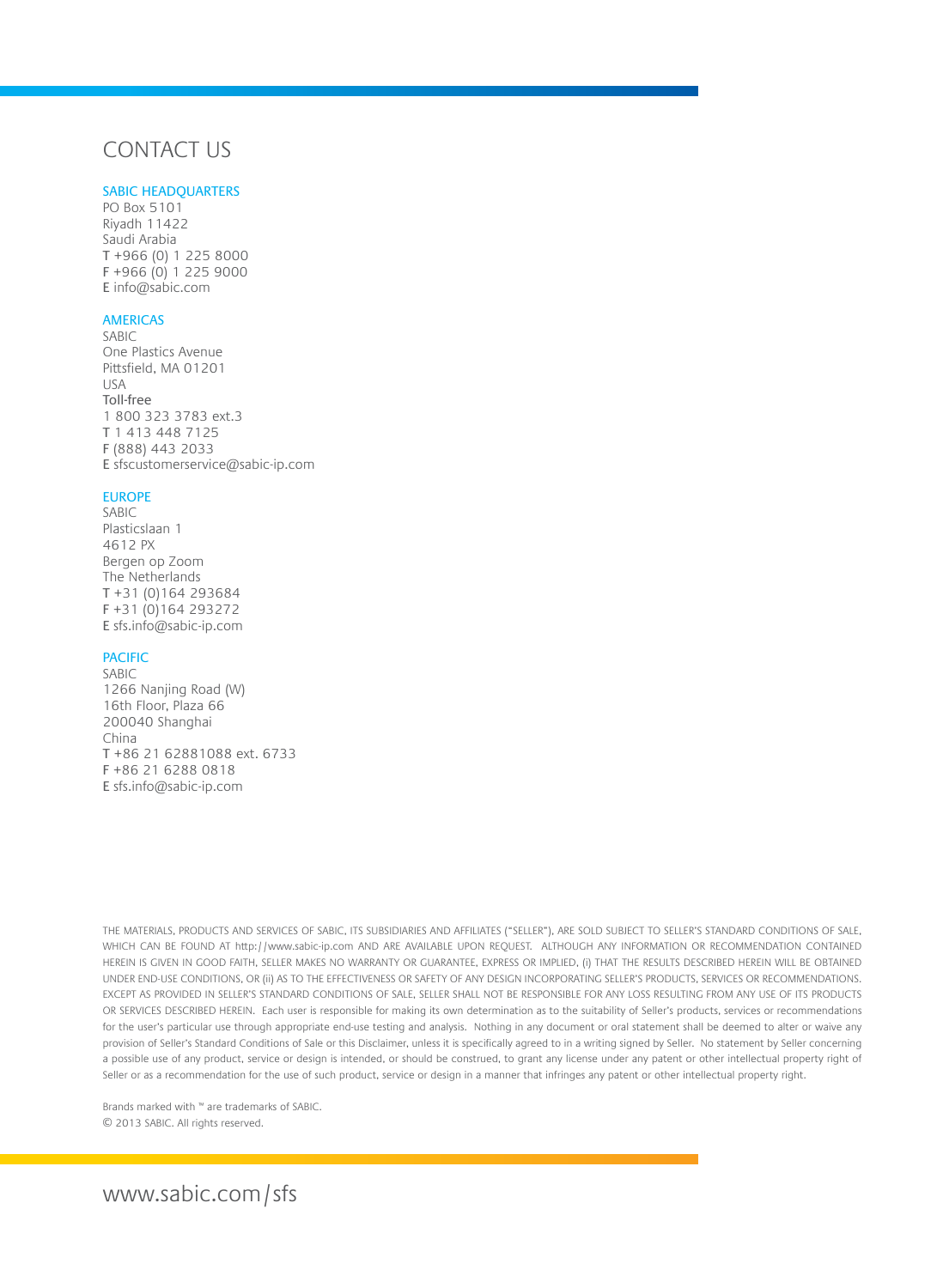# CONTACT US

### SABIC HEADQUARTERS

PO Box 5101
Riyadh 11422
Saudi Arabia
T +966 (0) 1 225 8000
F +966 (0) 1 225 9000
E info@sabic.com

### AMERICAS

SABIC
One Plastics Avenue
Pittsfield, MA 01201
USA
Toll-free
1 800 323 3783 ext.3
T 1 413 448 7125
F (888) 443 2033
E sfscustomerservice@sabic-ip.com

### EUROPE

SABIC
Plasticslaan 1
4612 PX
Bergen op Zoom
The Netherlands
T +31 (0)164 293684
F +31 (0)164 293272
E sfs.info@sabic-ip.com

### PACIFIC

SABIC
1266 Nanjing Road (W)
16th Floor, Plaza 66
200040 Shanghai
China
T +86 21 62881088 ext. 6733
F +86 21 6288 0818
E sfs.info@sabic-ip.com

THE MATERIALS, PRODUCTS AND SERVICES OF SABIC, ITS SUBSIDIARIES AND AFFILIATES ("SELLER"), ARE SOLD SUBJECT TO SELLER'S STANDARD CONDITIONS OF SALE, WHICH CAN BE FOUND AT http://www.sabic-ip.com AND ARE AVAILABLE UPON REQUEST. ALTHOUGH ANY INFORMATION OR RECOMMENDATION CONTAINED HEREIN IS GIVEN IN GOOD FAITH, SELLER MAKES NO WARRANTY OR GUARANTEE, EXPRESS OR IMPLIED, (i) THAT THE RESULTS DESCRIBED HEREIN WILL BE OBTAINED UNDER END-USE CONDITIONS, OR (ii) AS TO THE EFFECTIVENESS OR SAFETY OF ANY DESIGN INCORPORATING SELLER'S PRODUCTS, SERVICES OR RECOMMENDATIONS. EXCEPT AS PROVIDED IN SELLER'S STANDARD CONDITIONS OF SALE, SELLER SHALL NOT BE RESPONSIBLE FOR ANY LOSS RESULTING FROM ANY USE OF ITS PRODUCTS OR SERVICES DESCRIBED HEREIN. Each user is responsible for making its own determination as to the suitability of Seller's products, services or recommendations for the user's particular use through appropriate end-use testing and analysis. Nothing in any document or oral statement shall be deemed to alter or waive any provision of Seller's Standard Conditions of Sale or this Disclaimer, unless it is specifically agreed to in a writing signed by Seller. No statement by Seller concerning a possible use of any product, service or design is intended, or should be construed, to grant any license under any patent or other intellectual property right of Seller or as a recommendation for the use of such product, service or design in a manner that infringes any patent or other intellectual property right.

Brands marked with ™ are trademarks of SABIC.
© 2013 SABIC. All rights reserved.

www.sabic.com/sfs